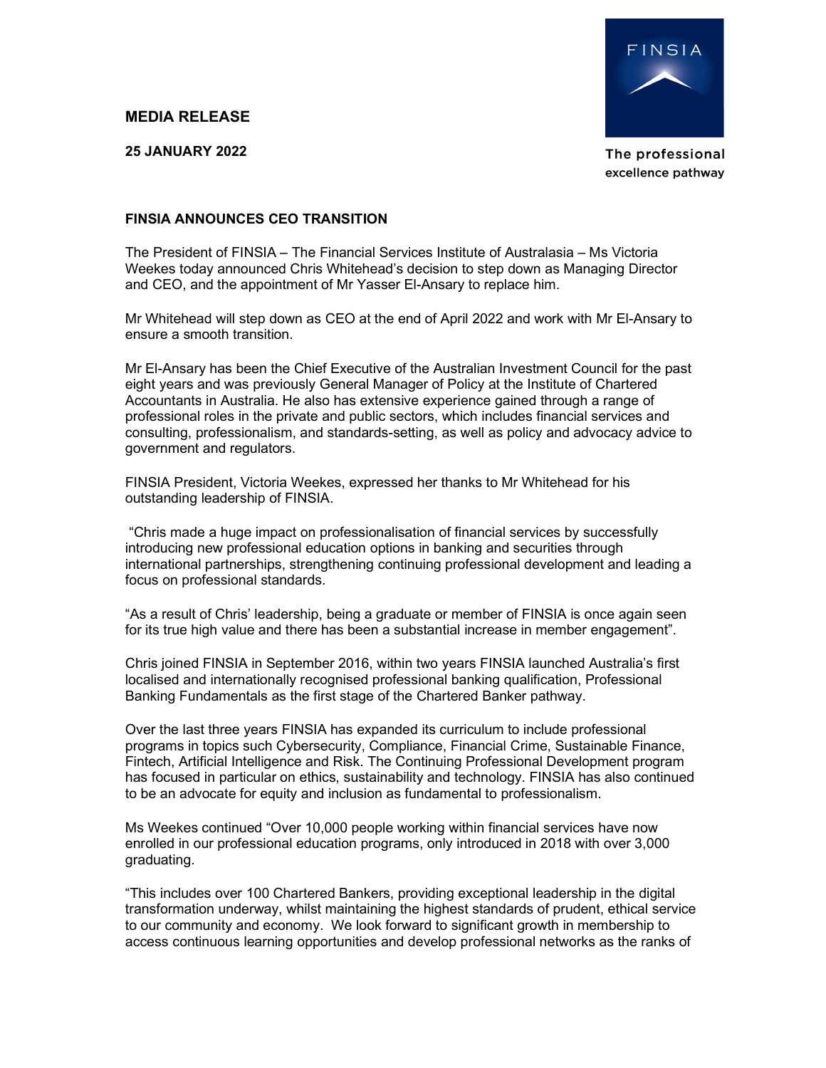**MEDIA RELEASE**

**25 JANUARY 2022**

FINSIA

The professional excellence pathway

**FINSIA ANNOUNCES CEO TRANSITION**

The President of FINSIA – The Financial Services Institute of Australasia – Ms Victoria Weekes today announced Chris Whitehead's decision to step down as Managing Director and CEO, and the appointment of Mr Yasser El-Ansary to replace him.

Mr Whitehead will step down as CEO at the end of April 2022 and work with Mr El-Ansary to ensure a smooth transition.

Mr El-Ansary has been the Chief Executive of the Australian Investment Council for the past eight years and was previously General Manager of Policy at the Institute of Chartered Accountants in Australia. He also has extensive experience gained through a range of professional roles in the private and public sectors, which includes financial services and consulting, professionalism, and standards-setting, as well as policy and advocacy advice to government and regulators.

FINSIA President, Victoria Weekes, expressed her thanks to Mr Whitehead for his outstanding leadership of FINSIA.

"Chris made a huge impact on professionalisation of financial services by successfully introducing new professional education options in banking and securities through international partnerships, strengthening continuing professional development and leading a focus on professional standards.

"As a result of Chris' leadership, being a graduate or member of FINSIA is once again seen for its true high value and there has been a substantial increase in member engagement".

Chris joined FINSIA in September 2016, within two years FINSIA launched Australia's first localised and internationally recognised professional banking qualification, Professional Banking Fundamentals as the first stage of the Chartered Banker pathway.

Over the last three years FINSIA has expanded its curriculum to include professional programs in topics such Cybersecurity, Compliance, Financial Crime, Sustainable Finance, Fintech, Artificial Intelligence and Risk. The Continuing Professional Development program has focused in particular on ethics, sustainability and technology. FINSIA has also continued to be an advocate for equity and inclusion as fundamental to professionalism.

Ms Weekes continued "Over 10,000 people working within financial services have now enrolled in our professional education programs, only introduced in 2018 with over 3,000 graduating.

"This includes over 100 Chartered Bankers, providing exceptional leadership in the digital transformation underway, whilst maintaining the highest standards of prudent, ethical service to our community and economy. We look forward to significant growth in membership to access continuous learning opportunities and develop professional networks as the ranks of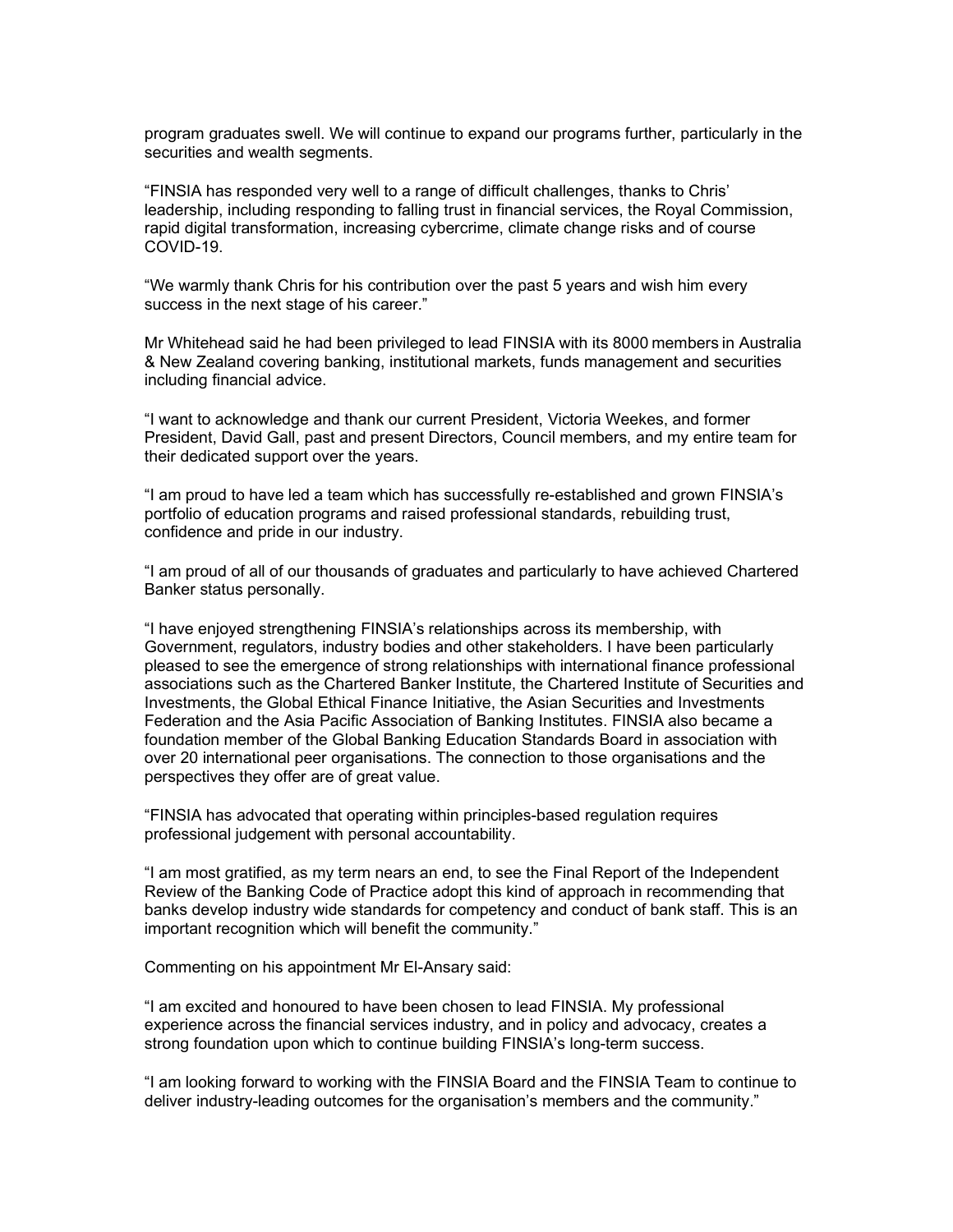program graduates swell. We will continue to expand our programs further, particularly in the securities and wealth segments.

“FINSIA has responded very well to a range of difficult challenges, thanks to Chris’ leadership, including responding to falling trust in financial services, the Royal Commission, rapid digital transformation, increasing cybercrime, climate change risks and of course COVID-19.

“We warmly thank Chris for his contribution over the past 5 years and wish him every success in the next stage of his career.”

Mr Whitehead said he had been privileged to lead FINSIA with its 8000 members in Australia & New Zealand covering banking, institutional markets, funds management and securities including financial advice.

“I want to acknowledge and thank our current President, Victoria Weekes, and former President, David Gall, past and present Directors, Council members, and my entire team for their dedicated support over the years.

“I am proud to have led a team which has successfully re-established and grown FINSIA’s portfolio of education programs and raised professional standards, rebuilding trust, confidence and pride in our industry.

“I am proud of all of our thousands of graduates and particularly to have achieved Chartered Banker status personally.

“I have enjoyed strengthening FINSIA’s relationships across its membership, with Government, regulators, industry bodies and other stakeholders. I have been particularly pleased to see the emergence of strong relationships with international finance professional associations such as the Chartered Banker Institute, the Chartered Institute of Securities and Investments, the Global Ethical Finance Initiative, the Asian Securities and Investments Federation and the Asia Pacific Association of Banking Institutes. FINSIA also became a foundation member of the Global Banking Education Standards Board in association with over 20 international peer organisations. The connection to those organisations and the perspectives they offer are of great value.

“FINSIA has advocated that operating within principles-based regulation requires professional judgement with personal accountability.

“I am most gratified, as my term nears an end, to see the Final Report of the Independent Review of the Banking Code of Practice adopt this kind of approach in recommending that banks develop industry wide standards for competency and conduct of bank staff. This is an important recognition which will benefit the community.”

Commenting on his appointment Mr El-Ansary said:

“I am excited and honoured to have been chosen to lead FINSIA. My professional experience across the financial services industry, and in policy and advocacy, creates a strong foundation upon which to continue building FINSIA’s long-term success.

“I am looking forward to working with the FINSIA Board and the FINSIA Team to continue to deliver industry-leading outcomes for the organisation’s members and the community.”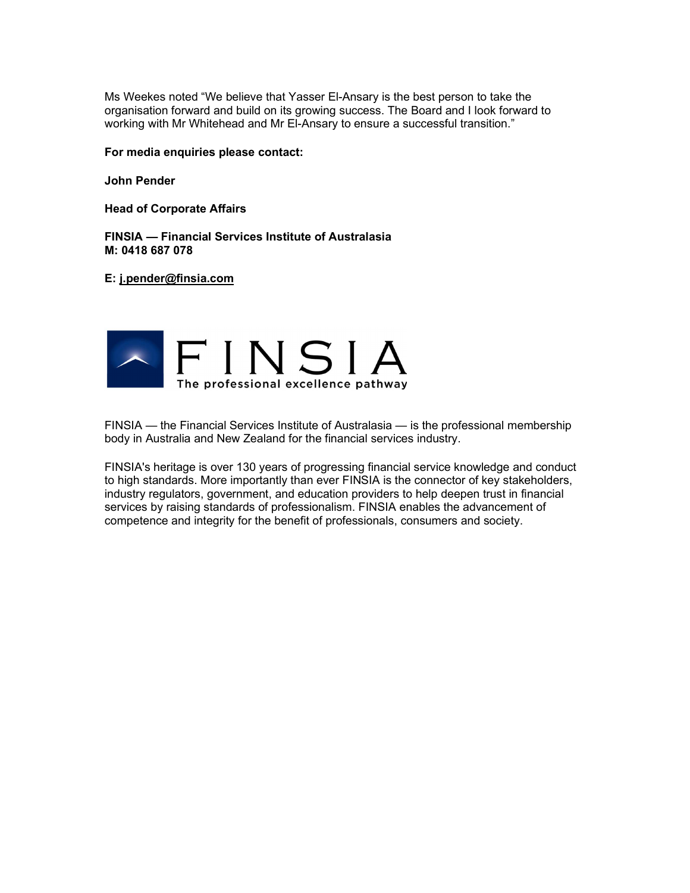Ms Weekes noted “We believe that Yasser El-Ansary is the best person to take the organisation forward and build on its growing success. The Board and I look forward to working with Mr Whitehead and Mr El-Ansary to ensure a successful transition.”

**For media enquiries please contact:**

**John Pender**

**Head of Corporate Affairs**

**FINSIA — Financial Services Institute of Australasia**
**M: 0418 687 078**

**E: j.pender@finsia.com**

FINSIA
The professional excellence pathway

FINSIA — the Financial Services Institute of Australasia — is the professional membership body in Australia and New Zealand for the financial services industry.

FINSIA's heritage is over 130 years of progressing financial service knowledge and conduct to high standards. More importantly than ever FINSIA is the connector of key stakeholders, industry regulators, government, and education providers to help deepen trust in financial services by raising standards of professionalism. FINSIA enables the advancement of competence and integrity for the benefit of professionals, consumers and society.